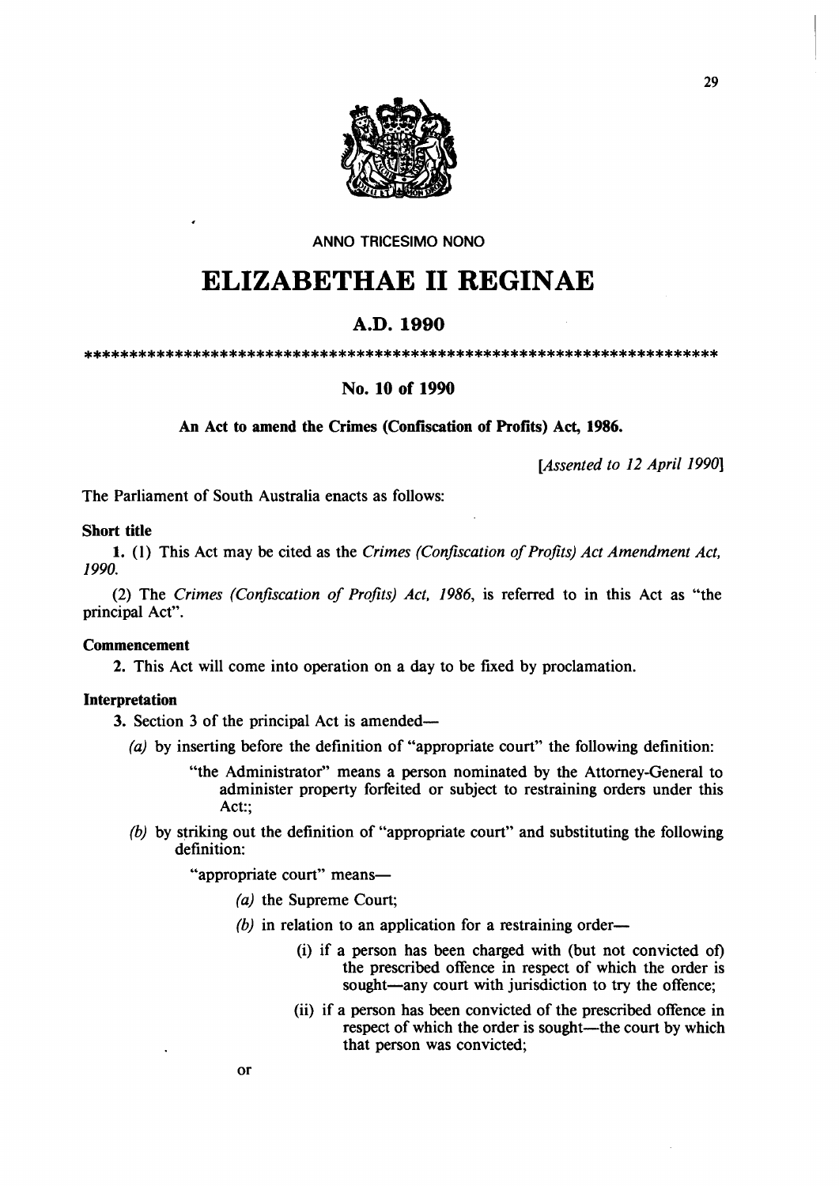ANNO TRICESIMO NONO

# ELIZABETHAE II REGINAE

## A.D. 1990

************************************************************************

### No. 10 of 1990

**An Act to amend the Crimes (Confiscation of Profits) Act, 1986.**

*[Assented to 12 April 1990]*

The Parliament of South Australia enacts as follows:

**Short title**

**1.** (1) This Act may be cited as the *Crimes (Confiscation of Profits) Act Amendment Act, 1990.*

(2) The *Crimes (Confiscation of Profits) Act, 1986*, is referred to in this Act as "the principal Act".

**Commencement**

**2.** This Act will come into operation on a day to be fixed by proclamation.

**Interpretation**

**3.** Section 3 of the principal Act is amended—

*(a)* by inserting before the definition of "appropriate court" the following definition:

> "the Administrator" means a person nominated by the Attorney-General to administer property forfeited or subject to restraining orders under this Act:;

*(b)* by striking out the definition of "appropriate court" and substituting the following definition:

> "appropriate court" means—
>
> *(a)* the Supreme Court;
>
> *(b)* in relation to an application for a restraining order—
>
> (i) if a person has been charged with (but not convicted of) the prescribed offence in respect of which the order is sought—any court with jurisdiction to try the offence;
>
> (ii) if a person has been convicted of the prescribed offence in respect of which the order is sought—the court by which that person was convicted;
>
> or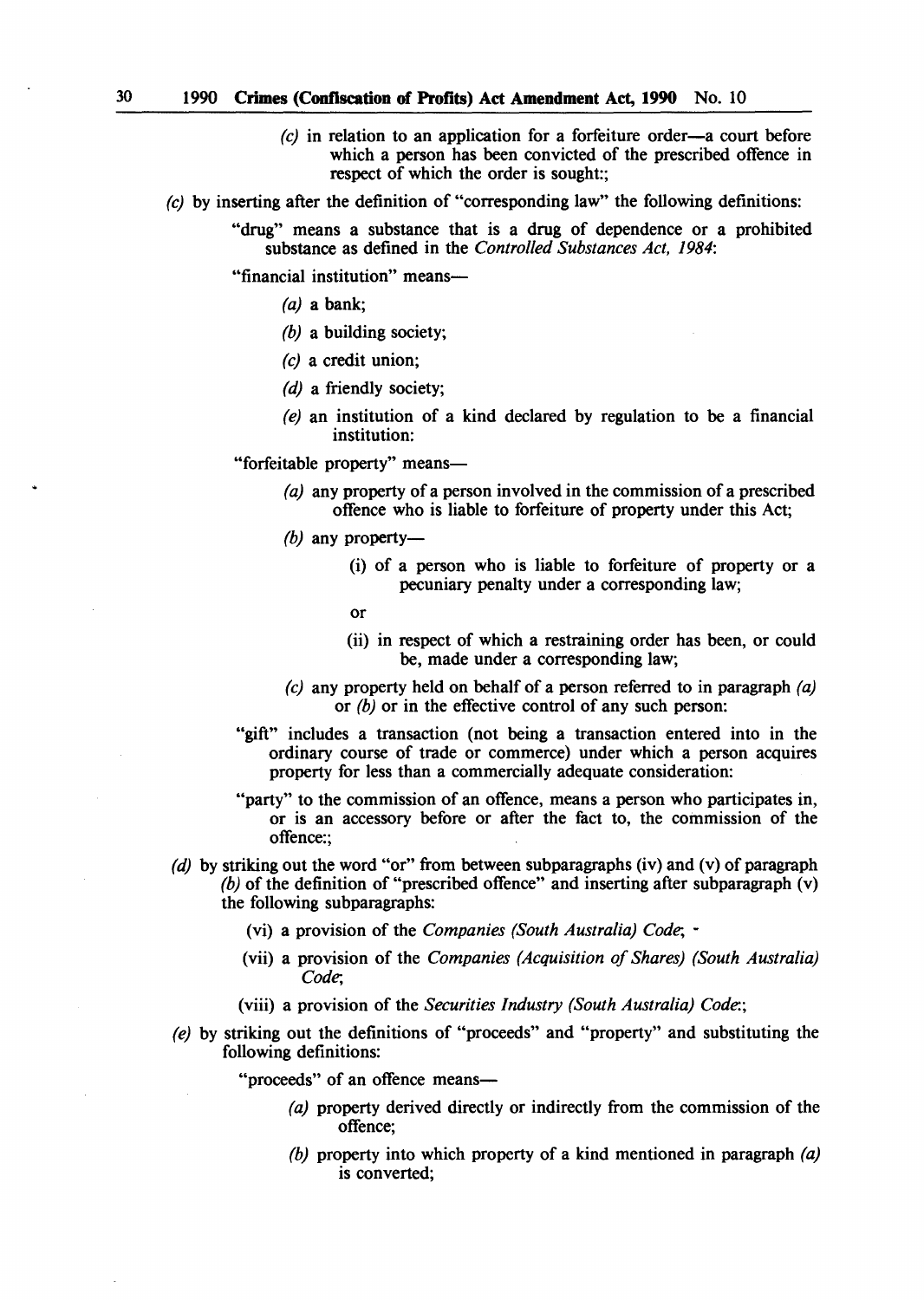*(c)* in relation to an application for a forfeiture order—a court before which a person has been convicted of the prescribed offence in respect of which the order is sought:;

*(c)* by inserting after the definition of "corresponding law" the following definitions:

"drug" means a substance that is a drug of dependence or a prohibited substance as defined in the *Controlled Substances Act, 1984*:

"financial institution" means—

*(a)* a bank;

*(b)* a building society;

*(c)* a credit union;

*(d)* a friendly society;

*(e)* an institution of a kind declared by regulation to be a financial institution:

"forfeitable property" means—

*(a)* any property of a person involved in the commission of a prescribed offence who is liable to forfeiture of property under this Act;

*(b)* any property—

(i) of a person who is liable to forfeiture of property or a pecuniary penalty under a corresponding law;

or

(ii) in respect of which a restraining order has been, or could be, made under a corresponding law;

*(c)* any property held on behalf of a person referred to in paragraph *(a)* or *(b)* or in the effective control of any such person:

"gift" includes a transaction (not being a transaction entered into in the ordinary course of trade or commerce) under which a person acquires property for less than a commercially adequate consideration:

"party" to the commission of an offence, means a person who participates in, or is an accessory before or after the fact to, the commission of the offence:;

*(d)* by striking out the word "or" from between subparagraphs (iv) and (v) of paragraph *(b)* of the definition of "prescribed offence" and inserting after subparagraph (v) the following subparagraphs:

(vi) a provision of the *Companies (South Australia) Code*;

(vii) a provision of the *Companies (Acquisition of Shares) (South Australia) Code*;

(viii) a provision of the *Securities Industry (South Australia) Code*:;

*(e)* by striking out the definitions of "proceeds" and "property" and substituting the following definitions:

"proceeds" of an offence means—

*(a)* property derived directly or indirectly from the commission of the offence;

*(b)* property into which property of a kind mentioned in paragraph *(a)* is converted;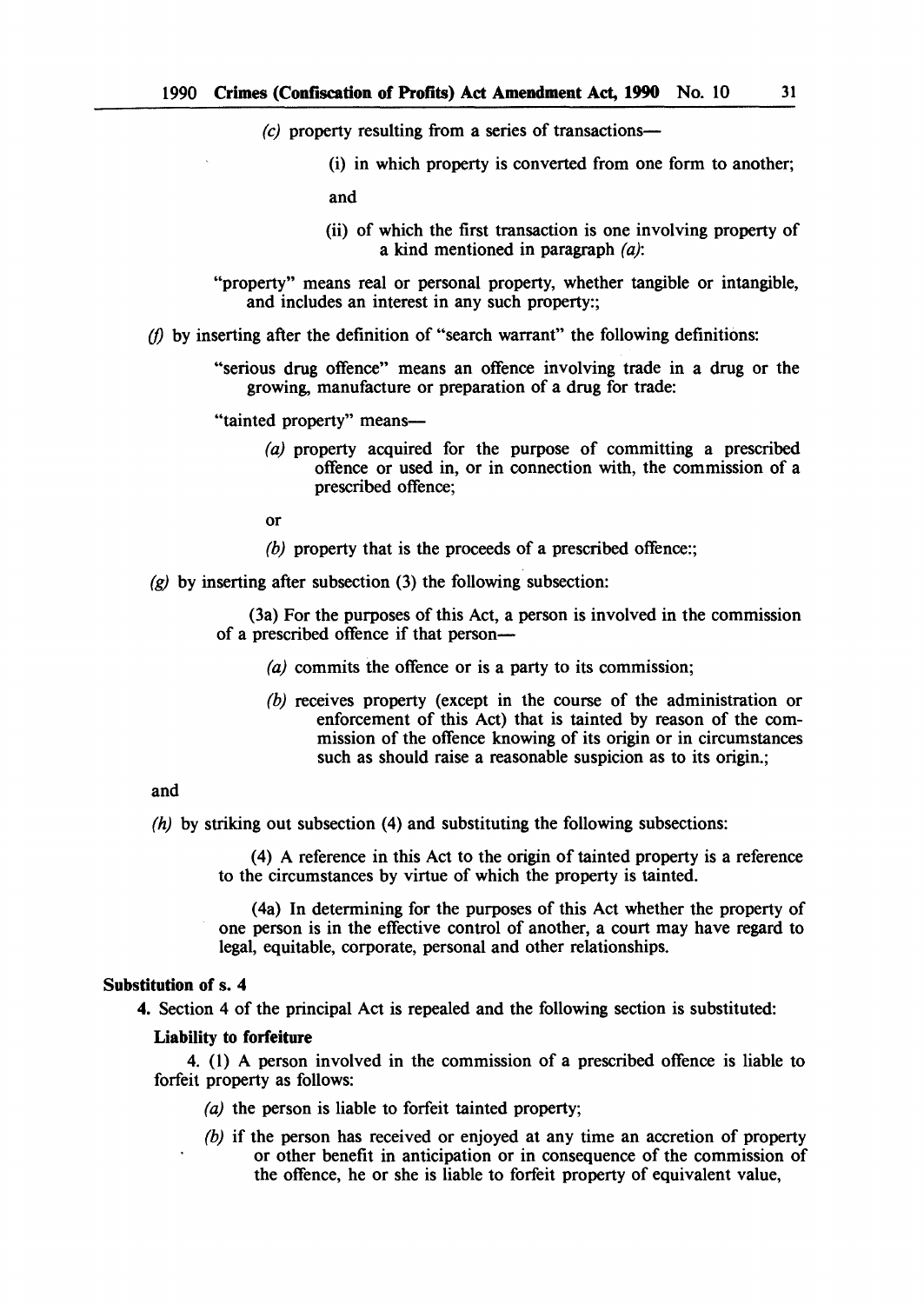*(c)* property resulting from a series of transactions—

(i) in which property is converted from one form to another;

and

(ii) of which the first transaction is one involving property of a kind mentioned in paragraph *(a)*:

"property" means real or personal property, whether tangible or intangible, and includes an interest in any such property:;

*(f)* by inserting after the definition of "search warrant" the following definitions:

"serious drug offence" means an offence involving trade in a drug or the growing, manufacture or preparation of a drug for trade:

"tainted property" means—

*(a)* property acquired for the purpose of committing a prescribed offence or used in, or in connection with, the commission of a prescribed offence;

or

*(b)* property that is the proceeds of a prescribed offence:;

*(g)* by inserting after subsection (3) the following subsection:

(3a) For the purposes of this Act, a person is involved in the commission of a prescribed offence if that person—

*(a)* commits the offence or is a party to its commission;

*(b)* receives property (except in the course of the administration or enforcement of this Act) that is tainted by reason of the commission of the offence knowing of its origin or in circumstances such as should raise a reasonable suspicion as to its origin.;

and

*(h)* by striking out subsection (4) and substituting the following subsections:

(4) A reference in this Act to the origin of tainted property is a reference to the circumstances by virtue of which the property is tainted.

(4a) In determining for the purposes of this Act whether the property of one person is in the effective control of another, a court may have regard to legal, equitable, corporate, personal and other relationships.

**Substitution of s. 4**

**4.** Section 4 of the principal Act is repealed and the following section is substituted:

**Liability to forfeiture**

4. (1) A person involved in the commission of a prescribed offence is liable to forfeit property as follows:

*(a)* the person is liable to forfeit tainted property;

*(b)* if the person has received or enjoyed at any time an accretion of property or other benefit in anticipation or in consequence of the commission of the offence, he or she is liable to forfeit property of equivalent value,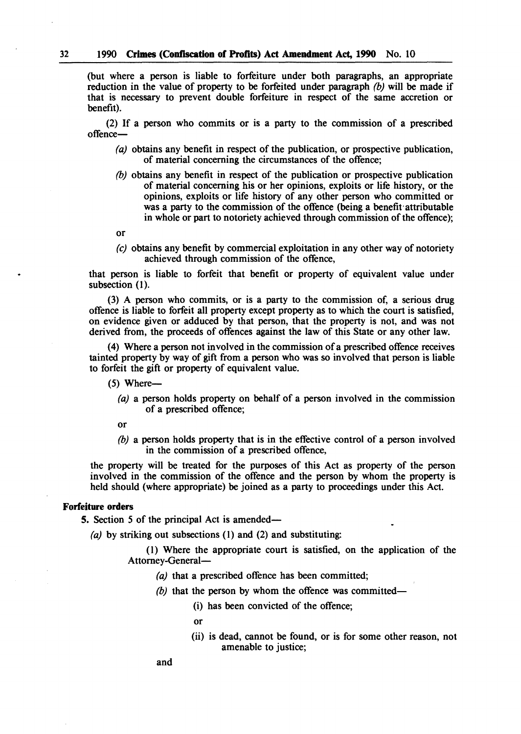(but where a person is liable to forfeiture under both paragraphs, an appropriate reduction in the value of property to be forfeited under paragraph *(b)* will be made if that is necessary to prevent double forfeiture in respect of the same accretion or benefit).

(2) If a person who commits or is a party to the commission of a prescribed offence—

*(a)* obtains any benefit in respect of the publication, or prospective publication, of material concerning the circumstances of the offence;

*(b)* obtains any benefit in respect of the publication or prospective publication of material concerning his or her opinions, exploits or life history, or the opinions, exploits or life history of any other person who committed or was a party to the commission of the offence (being a benefit attributable in whole or part to notoriety achieved through commission of the offence);

or

*(c)* obtains any benefit by commercial exploitation in any other way of notoriety achieved through commission of the offence,

that person is liable to forfeit that benefit or property of equivalent value under subsection (1).

(3) A person who commits, or is a party to the commission of, a serious drug offence is liable to forfeit all property except property as to which the court is satisfied, on evidence given or adduced by that person, that the property is not, and was not derived from, the proceeds of offences against the law of this State or any other law.

(4) Where a person not involved in the commission of a prescribed offence receives tainted property by way of gift from a person who was so involved that person is liable to forfeit the gift or property of equivalent value.

(5) Where—

*(a)* a person holds property on behalf of a person involved in the commission of a prescribed offence;

or

*(b)* a person holds property that is in the effective control of a person involved in the commission of a prescribed offence,

the property will be treated for the purposes of this Act as property of the person involved in the commission of the offence and the person by whom the property is held should (where appropriate) be joined as a party to proceedings under this Act.

**Forfeiture orders**

5. Section 5 of the principal Act is amended—

*(a)* by striking out subsections (1) and (2) and substituting:

(1) Where the appropriate court is satisfied, on the application of the Attorney-General—

*(a)* that a prescribed offence has been committed;

*(b)* that the person by whom the offence was committed—

(i) has been convicted of the offence;

or

(ii) is dead, cannot be found, or is for some other reason, not amenable to justice;

and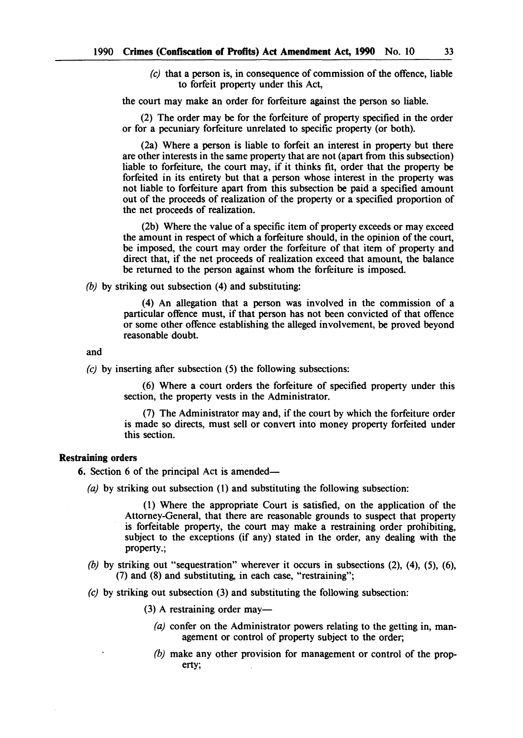*(c)* that a person is, in consequence of commission of the offence, liable to forfeit property under this Act,

the court may make an order for forfeiture against the person so liable.

(2) The order may be for the forfeiture of property specified in the order or for a pecuniary forfeiture unrelated to specific property (or both).

(2a) Where a person is liable to forfeit an interest in property but there are other interests in the same property that are not (apart from this subsection) liable to forfeiture, the court may, if it thinks fit, order that the property be forfeited in its entirety but that a person whose interest in the property was not liable to forfeiture apart from this subsection be paid a specified amount out of the proceeds of realization of the property or a specified proportion of the net proceeds of realization.

(2b) Where the value of a specific item of property exceeds or may exceed the amount in respect of which a forfeiture should, in the opinion of the court, be imposed, the court may order the forfeiture of that item of property and direct that, if the net proceeds of realization exceed that amount, the balance be returned to the person against whom the forfeiture is imposed.

*(b)* by striking out subsection (4) and substituting:

(4) An allegation that a person was involved in the commission of a particular offence must, if that person has not been convicted of that offence or some other offence establishing the alleged involvement, be proved beyond reasonable doubt.

and

*(c)* by inserting after subsection (5) the following subsections:

(6) Where a court orders the forfeiture of specified property under this section, the property vests in the Administrator.

(7) The Administrator may and, if the court by which the forfeiture order is made so directs, must sell or convert into money property forfeited under this section.

**Restraining orders**

**6.** Section 6 of the principal Act is amended—

*(a)* by striking out subsection (1) and substituting the following subsection:

(1) Where the appropriate Court is satisfied, on the application of the Attorney-General, that there are reasonable grounds to suspect that property is forfeitable property, the court may make a restraining order prohibiting, subject to the exceptions (if any) stated in the order, any dealing with the property.;

*(b)* by striking out "sequestration" wherever it occurs in subsections (2), (4), (5), (6), (7) and (8) and substituting, in each case, "restraining";

*(c)* by striking out subsection (3) and substituting the following subsection:

(3) A restraining order may—

*(a)* confer on the Administrator powers relating to the getting in, management or control of property subject to the order;

*(b)* make any other provision for management or control of the property;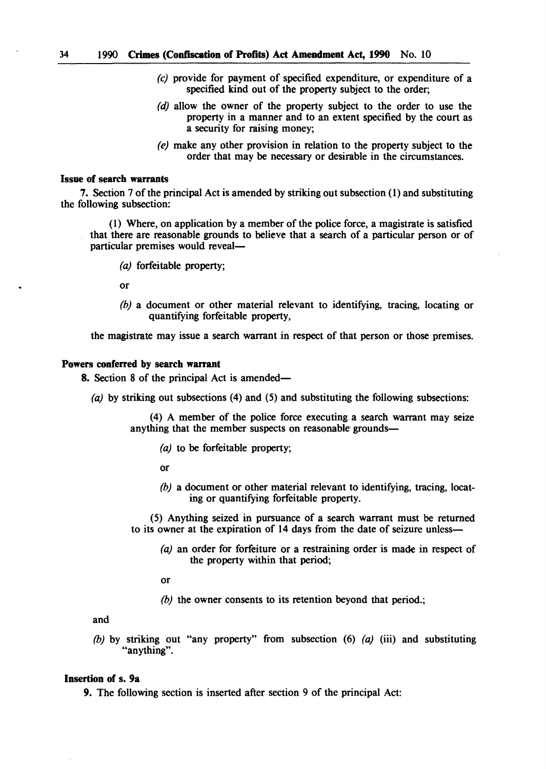(c) provide for payment of specified expenditure, or expenditure of a specified kind out of the property subject to the order;

(d) allow the owner of the property subject to the order to use the property in a manner and to an extent specified by the court as a security for raising money;

(e) make any other provision in relation to the property subject to the order that may be necessary or desirable in the circumstances.

**Issue of search warrants**

**7.** Section 7 of the principal Act is amended by striking out subsection (1) and substituting the following subsection:

(1) Where, on application by a member of the police force, a magistrate is satisfied that there are reasonable grounds to believe that a search of a particular person or of particular premises would reveal—

(a) forfeitable property;

or

(b) a document or other material relevant to identifying, tracing, locating or quantifying forfeitable property,

the magistrate may issue a search warrant in respect of that person or those premises.

**Powers conferred by search warrant**

**8.** Section 8 of the principal Act is amended—

(a) by striking out subsections (4) and (5) and substituting the following subsections:

(4) A member of the police force executing a search warrant may seize anything that the member suspects on reasonable grounds—

(a) to be forfeitable property;

or

(b) a document or other material relevant to identifying, tracing, locating or quantifying forfeitable property.

(5) Anything seized in pursuance of a search warrant must be returned to its owner at the expiration of 14 days from the date of seizure unless—

(a) an order for forfeiture or a restraining order is made in respect of the property within that period;

or

(b) the owner consents to its retention beyond that period.;

and

(b) by striking out "any property" from subsection (6) (a) (iii) and substituting "anything".

**Insertion of s. 9a**

**9.** The following section is inserted after section 9 of the principal Act: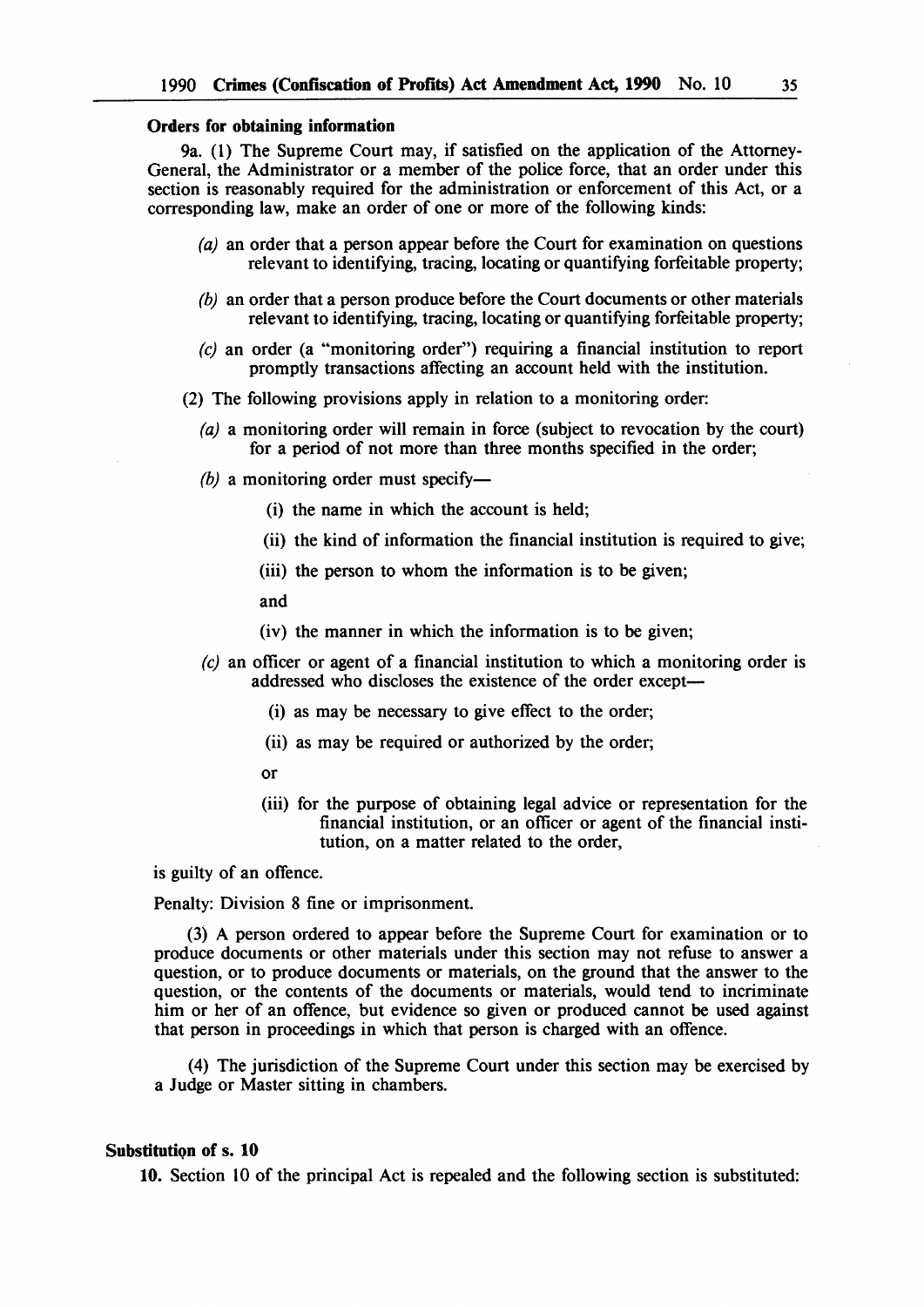**Orders for obtaining information**

9a. (1) The Supreme Court may, if satisfied on the application of the Attorney-General, the Administrator or a member of the police force, that an order under this section is reasonably required for the administration or enforcement of this Act, or a corresponding law, make an order of one or more of the following kinds:

*(a)* an order that a person appear before the Court for examination on questions relevant to identifying, tracing, locating or quantifying forfeitable property;

*(b)* an order that a person produce before the Court documents or other materials relevant to identifying, tracing, locating or quantifying forfeitable property;

*(c)* an order (a "monitoring order") requiring a financial institution to report promptly transactions affecting an account held with the institution.

(2) The following provisions apply in relation to a monitoring order:

*(a)* a monitoring order will remain in force (subject to revocation by the court) for a period of not more than three months specified in the order;

*(b)* a monitoring order must specify—

(i) the name in which the account is held;

(ii) the kind of information the financial institution is required to give;

(iii) the person to whom the information is to be given;

and

(iv) the manner in which the information is to be given;

*(c)* an officer or agent of a financial institution to which a monitoring order is addressed who discloses the existence of the order except—

(i) as may be necessary to give effect to the order;

(ii) as may be required or authorized by the order;

or

(iii) for the purpose of obtaining legal advice or representation for the financial institution, or an officer or agent of the financial institution, on a matter related to the order,

is guilty of an offence.

Penalty: Division 8 fine or imprisonment.

(3) A person ordered to appear before the Supreme Court for examination or to produce documents or other materials under this section may not refuse to answer a question, or to produce documents or materials, on the ground that the answer to the question, or the contents of the documents or materials, would tend to incriminate him or her of an offence, but evidence so given or produced cannot be used against that person in proceedings in which that person is charged with an offence.

(4) The jurisdiction of the Supreme Court under this section may be exercised by a Judge or Master sitting in chambers.

**Substitution of s. 10**

**10.** Section 10 of the principal Act is repealed and the following section is substituted: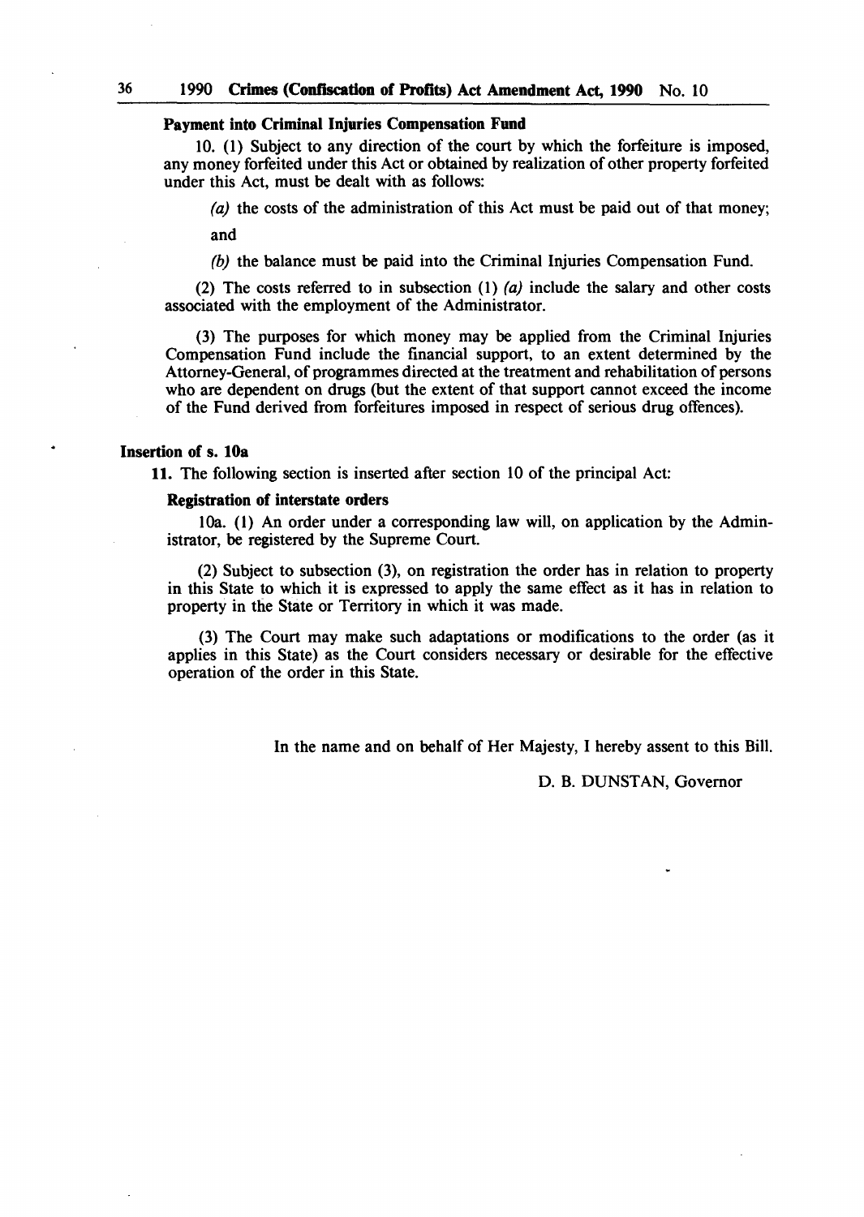**Payment into Criminal Injuries Compensation Fund**

10. (1) Subject to any direction of the court by which the forfeiture is imposed, any money forfeited under this Act or obtained by realization of other property forfeited under this Act, must be dealt with as follows:

*(a)* the costs of the administration of this Act must be paid out of that money;

and

*(b)* the balance must be paid into the Criminal Injuries Compensation Fund.

(2) The costs referred to in subsection (1) *(a)* include the salary and other costs associated with the employment of the Administrator.

(3) The purposes for which money may be applied from the Criminal Injuries Compensation Fund include the financial support, to an extent determined by the Attorney-General, of programmes directed at the treatment and rehabilitation of persons who are dependent on drugs (but the extent of that support cannot exceed the income of the Fund derived from forfeitures imposed in respect of serious drug offences).

**Insertion of s. 10a**

**11.** The following section is inserted after section 10 of the principal Act:

**Registration of interstate orders**

10a. (1) An order under a corresponding law will, on application by the Administrator, be registered by the Supreme Court.

(2) Subject to subsection (3), on registration the order has in relation to property in this State to which it is expressed to apply the same effect as it has in relation to property in the State or Territory in which it was made.

(3) The Court may make such adaptations or modifications to the order (as it applies in this State) as the Court considers necessary or desirable for the effective operation of the order in this State.

In the name and on behalf of Her Majesty, I hereby assent to this Bill.

D. B. DUNSTAN, Governor